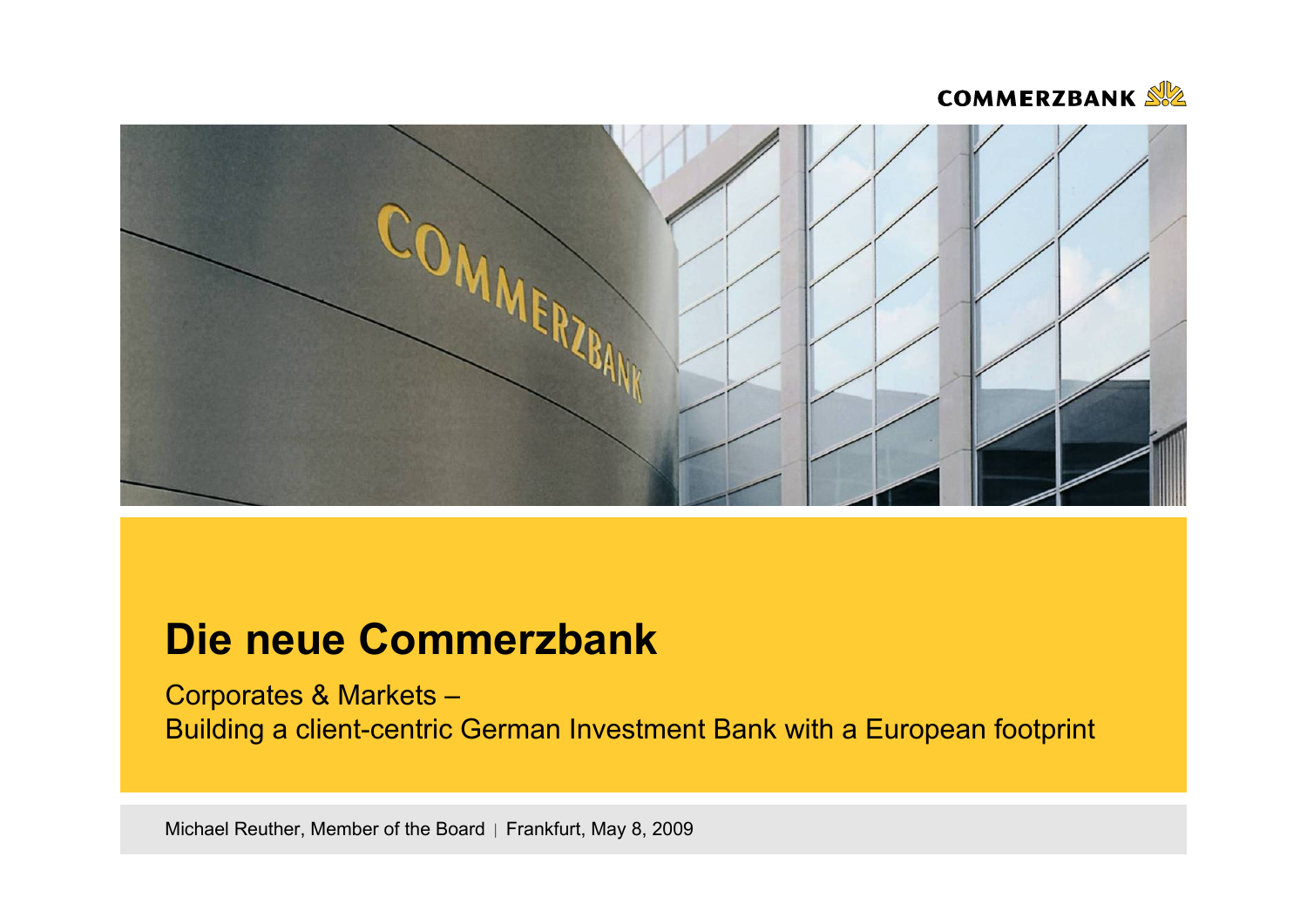# Die neue Commerzbank

Corporates & Markets –
Building a client-centric German Investment Bank with a European footprint

Michael Reuther, Member of the Board | Frankfurt, May 8, 2009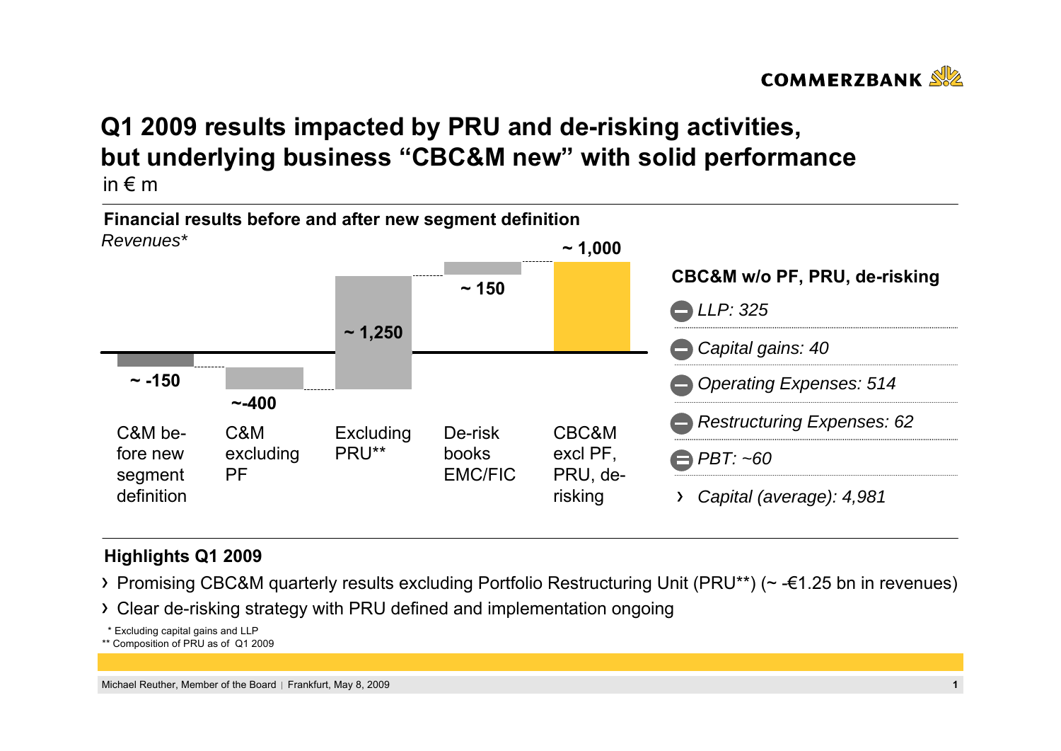# Q1 2009 results impacted by PRU and de-risking activities, but underlying business "CBC&M new" with solid performance

in € m

## Financial results before and after new segment definition

*Revenues**

| C&M before new segment definition | C&M excluding PF | Excluding PRU** | De-risk books EMC/FIC | CBC&M excl PF, PRU, de-risking |
|---|---|---|---|---|
| ~ -150 | ~-400 | ~ 1,250 | ~ 150 | ~ 1,000 |

**CBC&M w/o PF, PRU, de-risking**

- *LLP: 325*
- *Capital gains: 40*
- *Operating Expenses: 514*
- *Restructuring Expenses: 62*
- *PBT: ~60*
- *Capital (average): 4,981*

## Highlights Q1 2009

- Promising CBC&M quarterly results excluding Portfolio Restructuring Unit (PRU**) (~ -€1.25 bn in revenues)
- Clear de-risking strategy with PRU defined and implementation ongoing

\* Excluding capital gains and LLP

** Composition of PRU as of Q1 2009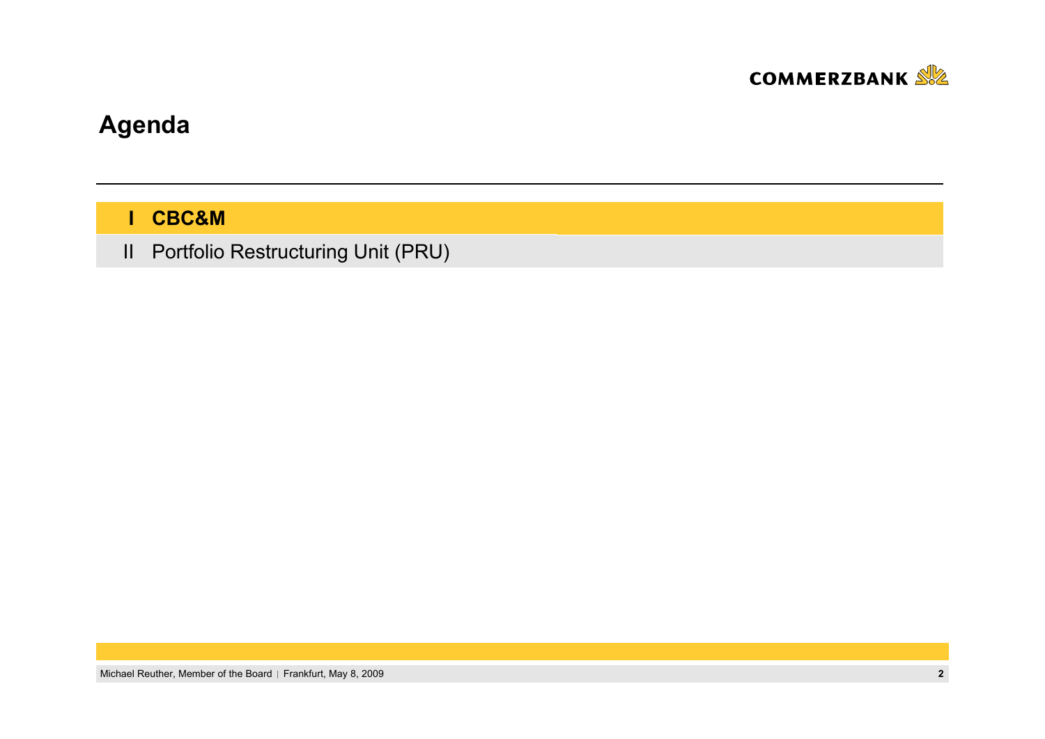# Agenda

**I CBC&M**

II Portfolio Restructuring Unit (PRU)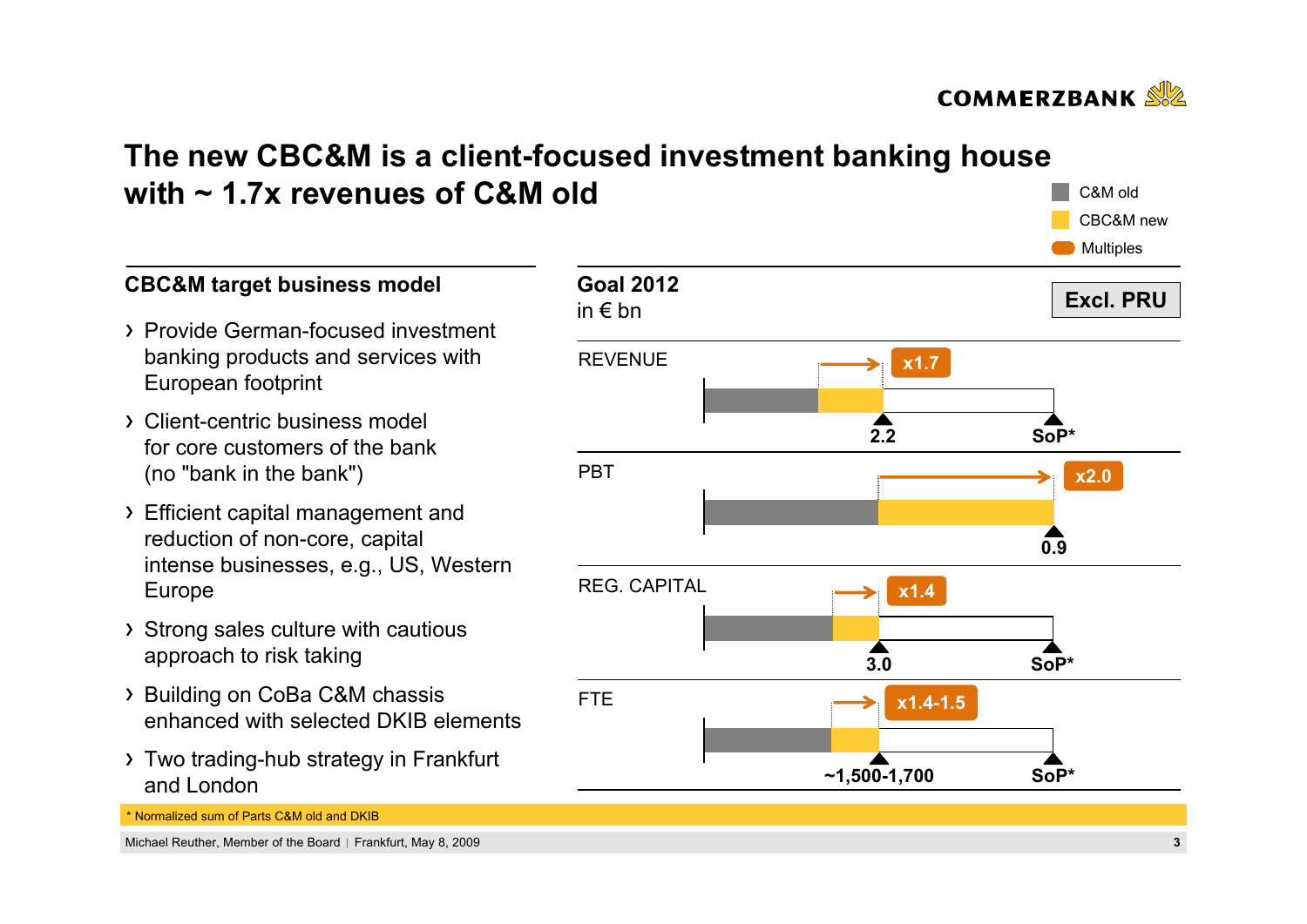# The new CBC&M is a client-focused investment banking house with ~ 1.7x revenues of C&M old

## CBC&M target business model

- Provide German-focused investment banking products and services with European footprint
- Client-centric business model for core customers of the bank (no "bank in the bank")
- Efficient capital management and reduction of non-core, capital intense businesses, e.g., US, Western Europe
- Strong sales culture with cautious approach to risk taking
- Building on CoBa C&M chassis enhanced with selected DKIB elements
- Two trading-hub strategy in Frankfurt and London

## Goal 2012

in € bn

Excl. PRU

Legend: C&M old / CBC&M new / Multiples

| | Multiple | CBC&M new | |
|---|---|---|---|
| REVENUE | x1.7 | 2.2 | SoP* |
| PBT | x2.0 | 0.9 | |
| REG. CAPITAL | x1.4 | 3.0 | SoP* |
| FTE | x1.4-1.5 | ~1,500-1,700 | SoP* |

\* Normalized sum of Parts C&M old and DKIB

Michael Reuther, Member of the Board | Frankfurt, May 8, 2009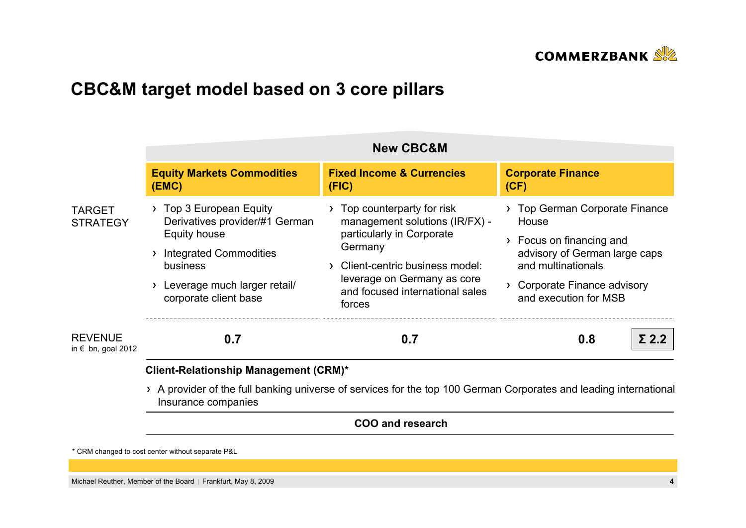# CBC&M target model based on 3 core pillars

**New CBC&M**

| | **Equity Markets Commodities (EMC)** | **Fixed Income & Currencies (FIC)** | **Corporate Finance (CF)** |
|---|---|---|---|
| TARGET STRATEGY | › Top 3 European Equity Derivatives provider/#1 German Equity house<br>› Integrated Commodities business<br>› Leverage much larger retail/ corporate client base | › Top counterparty for risk management solutions (IR/FX) - particularly in Corporate Germany<br>› Client-centric business model: leverage on Germany as core and focused international sales forces | › Top German Corporate Finance House<br>› Focus on financing and advisory of German large caps and multinationals<br>› Corporate Finance advisory and execution for MSB |
| REVENUE in € bn, goal 2012 | **0.7** | **0.7** | **0.8** (**Σ 2.2**) |

**Client-Relationship Management (CRM)***

› A provider of the full banking universe of services for the top 100 German Corporates and leading international Insurance companies

**COO and research**

\* CRM changed to cost center without separate P&L

Michael Reuther, Member of the Board | Frankfurt, May 8, 2009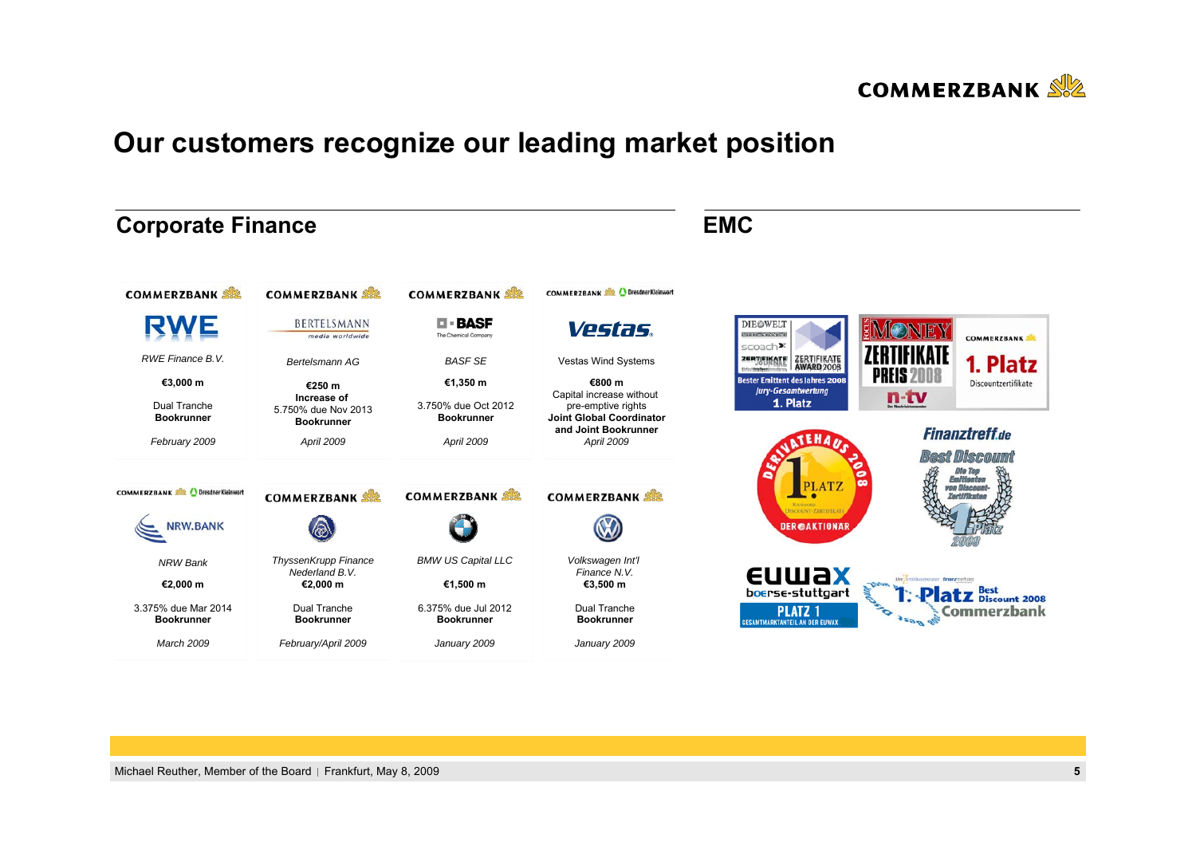# Our customers recognize our leading market position

## Corporate Finance

| RWE | Bertelsmann | BASF | Vestas |
|---|---|---|---|
| *RWE Finance B.V.* | *Bertelsmann AG* | *BASF SE* | Vestas Wind Systems |
| **€3,000 m** | **€250 m** | **€1,350 m** | **€800 m** |
| Dual Tranche **Bookrunner** | **Increase of** 5.750% due Nov 2013 **Bookrunner** | 3.750% due Oct 2012 **Bookrunner** | Capital increase without pre-emptive rights **Joint Global Coordinator and Joint Bookrunner** |
| *February 2009* | *April 2009* | *April 2009* | *April 2009* |

| NRW.BANK | ThyssenKrupp | BMW | Volkswagen |
|---|---|---|---|
| *NRW Bank* | *ThyssenKrupp Finance Nederland B.V.* | *BMW US Capital LLC* | *Volkswagen Int'l Finance N.V.* |
| **€2,000 m** | **€2,000 m** | **€1,500 m** | **€3,500 m** |
| 3.375% due Mar 2014 **Bookrunner** | Dual Tranche **Bookrunner** | 6.375% due Jul 2012 **Bookrunner** | Dual Tranche **Bookrunner** |
| *March 2009* | *February/April 2009* | *January 2009* | *January 2009* |

## EMC

- DIE WELT / scoach – Zertifikate Journal – Zertifikate Award 2008: Bester Emittent des Jahres 2008, Jury-Gesamtwertung, 1. Platz
- Focus Money / n-tv – Zertifikate Preis 2008: Commerzbank 1. Platz Discountzertifikate
- Derivatehaus 2008 – 1. Platz, Kategorie Discount-Zertifikate – Der Aktionär
- Finanztreff.de – Best Discount – Die Top Emittenten von Discount-Zertifikaten – 1. Platz 2008
- Euwax boerse-stuttgart – Platz 1 Gesamtmarktanteil an der Euwax
- Der Zertifikateberater / finanztreff.de – 1. Platz Best Discount 2008 Commerzbank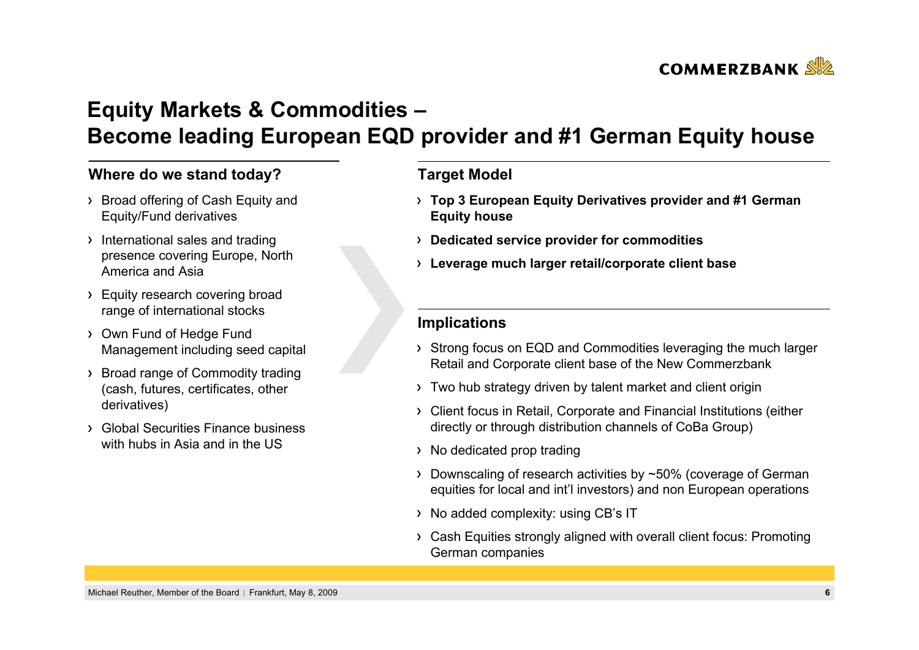# Equity Markets & Commodities – Become leading European EQD provider and #1 German Equity house

## Where do we stand today?

- Broad offering of Cash Equity and Equity/Fund derivatives
- International sales and trading presence covering Europe, North America and Asia
- Equity research covering broad range of international stocks
- Own Fund of Hedge Fund Management including seed capital
- Broad range of Commodity trading (cash, futures, certificates, other derivatives)
- Global Securities Finance business with hubs in Asia and in the US

## Target Model

- **Top 3 European Equity Derivatives provider and #1 German Equity house**
- **Dedicated service provider for commodities**
- **Leverage much larger retail/corporate client base**

## Implications

- Strong focus on EQD and Commodities leveraging the much larger Retail and Corporate client base of the New Commerzbank
- Two hub strategy driven by talent market and client origin
- Client focus in Retail, Corporate and Financial Institutions (either directly or through distribution channels of CoBa Group)
- No dedicated prop trading
- Downscaling of research activities by ~50% (coverage of German equities for local and int'l investors) and non European operations
- No added complexity: using CB's IT
- Cash Equities strongly aligned with overall client focus: Promoting German companies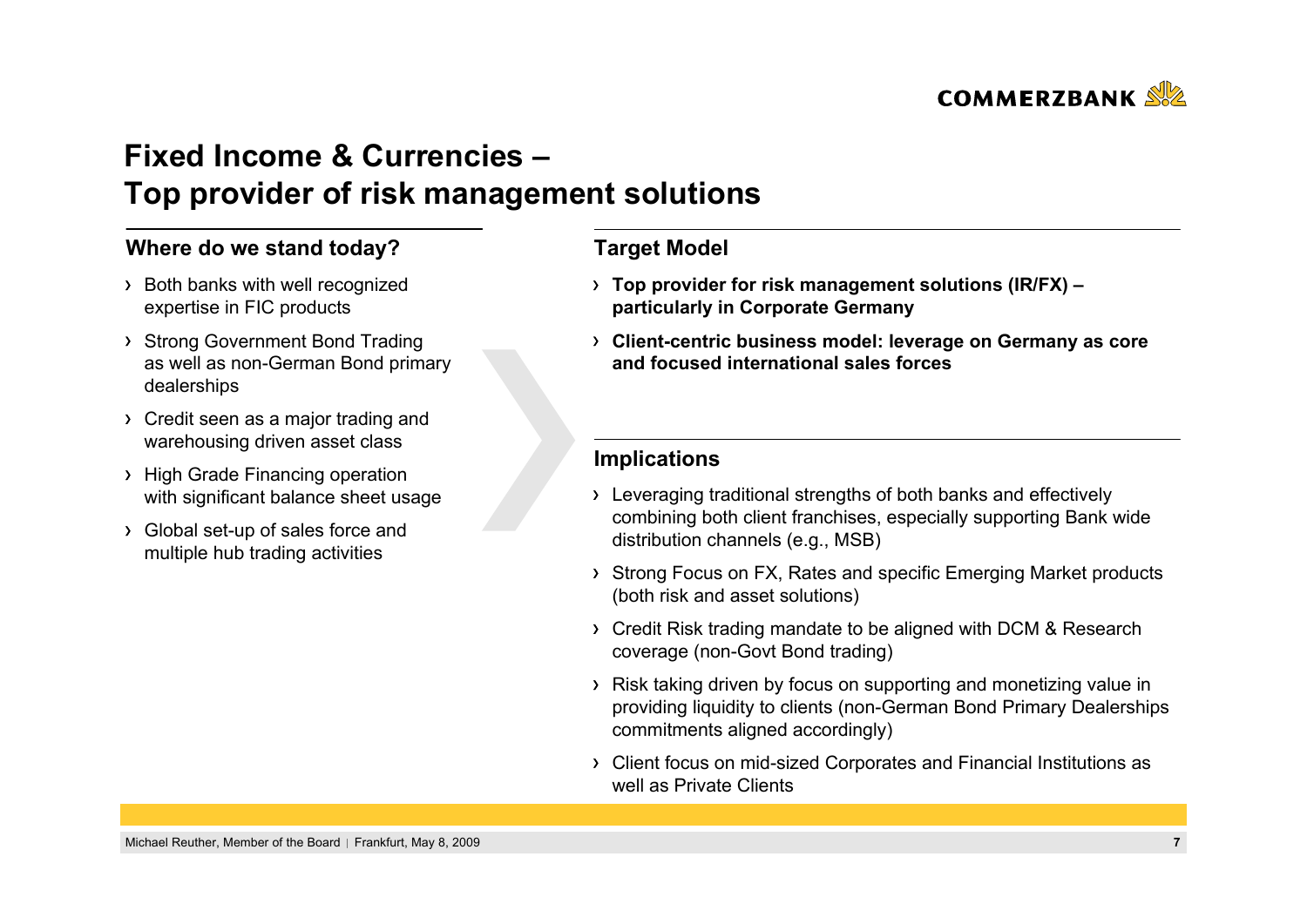# Fixed Income & Currencies – Top provider of risk management solutions

## Where do we stand today?

- Both banks with well recognized expertise in FIC products
- Strong Government Bond Trading as well as non-German Bond primary dealerships
- Credit seen as a major trading and warehousing driven asset class
- High Grade Financing operation with significant balance sheet usage
- Global set-up of sales force and multiple hub trading activities

## Target Model

- **Top provider for risk management solutions (IR/FX) – particularly in Corporate Germany**
- **Client-centric business model: leverage on Germany as core and focused international sales forces**

## Implications

- Leveraging traditional strengths of both banks and effectively combining both client franchises, especially supporting Bank wide distribution channels (e.g., MSB)
- Strong Focus on FX, Rates and specific Emerging Market products (both risk and asset solutions)
- Credit Risk trading mandate to be aligned with DCM & Research coverage (non-Govt Bond trading)
- Risk taking driven by focus on supporting and monetizing value in providing liquidity to clients (non-German Bond Primary Dealerships commitments aligned accordingly)
- Client focus on mid-sized Corporates and Financial Institutions as well as Private Clients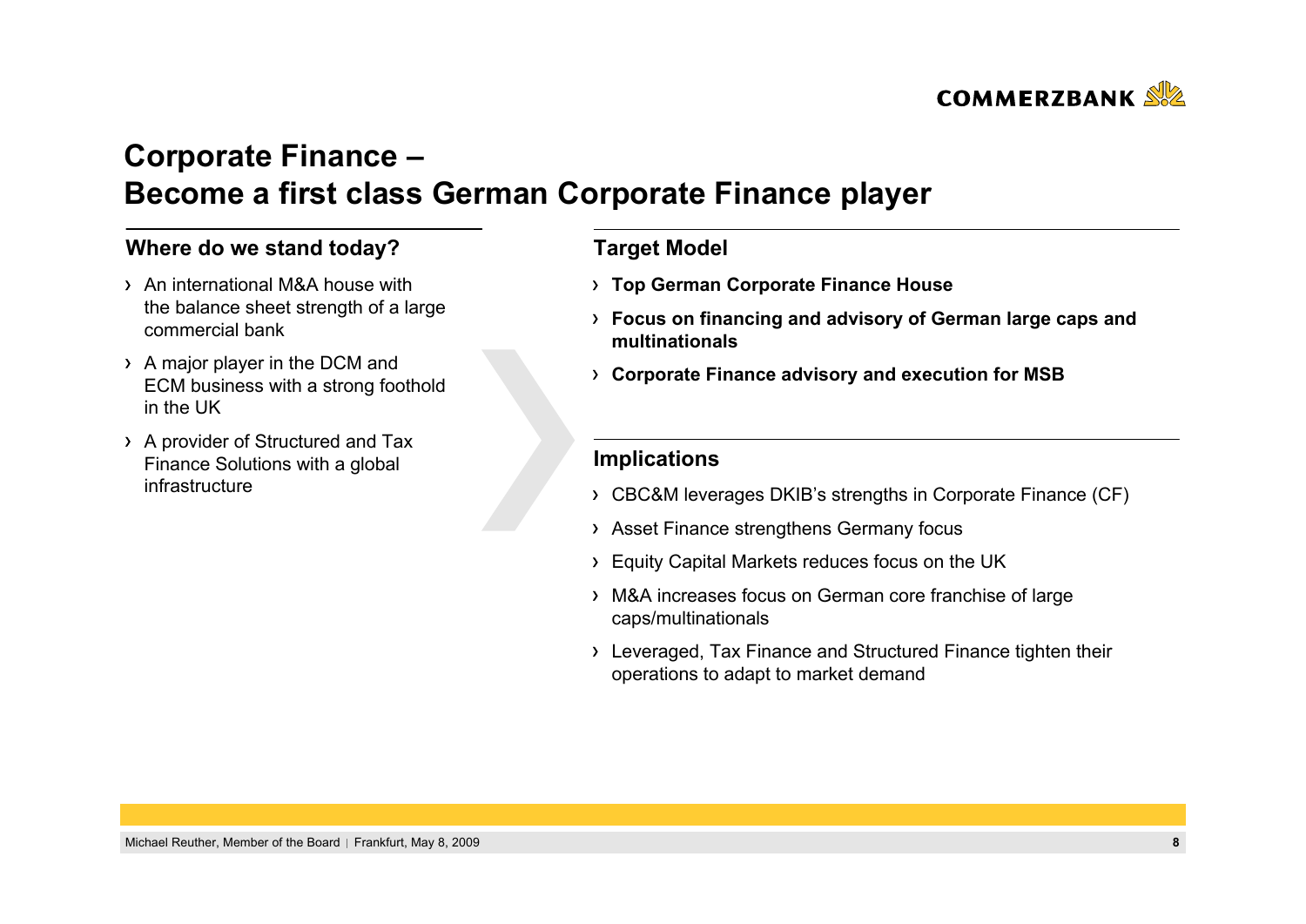# Corporate Finance – Become a first class German Corporate Finance player

## Where do we stand today?

- An international M&A house with the balance sheet strength of a large commercial bank
- A major player in the DCM and ECM business with a strong foothold in the UK
- A provider of Structured and Tax Finance Solutions with a global infrastructure

## Target Model

- **Top German Corporate Finance House**
- **Focus on financing and advisory of German large caps and multinationals**
- **Corporate Finance advisory and execution for MSB**

## Implications

- CBC&M leverages DKIB's strengths in Corporate Finance (CF)
- Asset Finance strengthens Germany focus
- Equity Capital Markets reduces focus on the UK
- M&A increases focus on German core franchise of large caps/multinationals
- Leveraged, Tax Finance and Structured Finance tighten their operations to adapt to market demand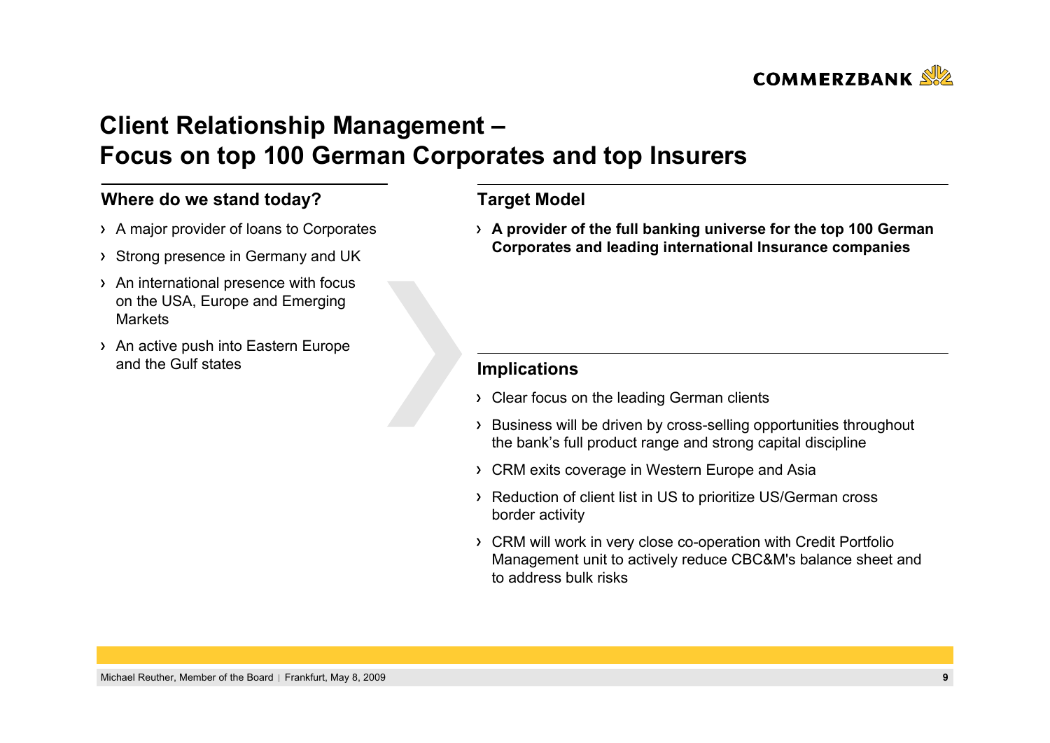# Client Relationship Management – Focus on top 100 German Corporates and top Insurers

## Where do we stand today?

- A major provider of loans to Corporates
- Strong presence in Germany and UK
- An international presence with focus on the USA, Europe and Emerging Markets
- An active push into Eastern Europe and the Gulf states

## Target Model

- **A provider of the full banking universe for the top 100 German Corporates and leading international Insurance companies**

## Implications

- Clear focus on the leading German clients
- Business will be driven by cross-selling opportunities throughout the bank's full product range and strong capital discipline
- CRM exits coverage in Western Europe and Asia
- Reduction of client list in US to prioritize US/German cross border activity
- CRM will work in very close co-operation with Credit Portfolio Management unit to actively reduce CBC&M's balance sheet and to address bulk risks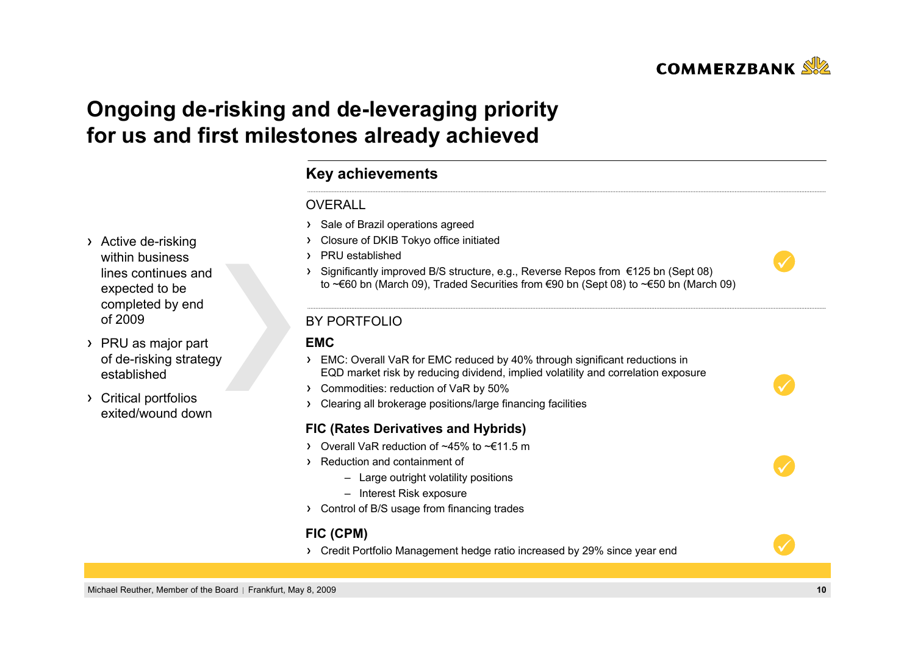# Ongoing de-risking and de-leveraging priority for us and first milestones already achieved

- Active de-risking within business lines continues and expected to be completed by end of 2009
- PRU as major part of de-risking strategy established
- Critical portfolios exited/wound down

## Key achievements

OVERALL

- Sale of Brazil operations agreed
- Closure of DKIB Tokyo office initiated
- PRU established
- Significantly improved B/S structure, e.g., Reverse Repos from €125 bn (Sept 08) to ~€60 bn (March 09), Traded Securities from €90 bn (Sept 08) to ~€50 bn (March 09)

BY PORTFOLIO

### EMC

- EMC: Overall VaR for EMC reduced by 40% through significant reductions in EQD market risk by reducing dividend, implied volatility and correlation exposure
- Commodities: reduction of VaR by 50%
- Clearing all brokerage positions/large financing facilities

### FIC (Rates Derivatives and Hybrids)

- Overall VaR reduction of ~45% to ~€11.5 m
- Reduction and containment of
  - Large outright volatility positions
  - Interest Risk exposure
- Control of B/S usage from financing trades

### FIC (CPM)

- Credit Portfolio Management hedge ratio increased by 29% since year end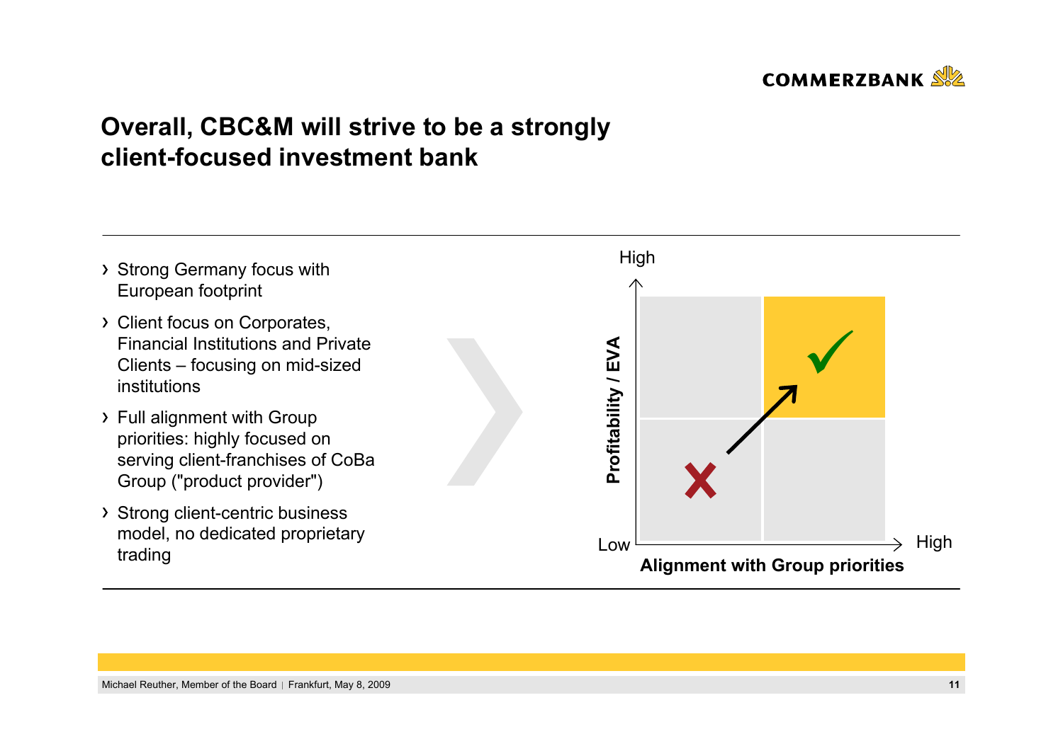# Overall, CBC&M will strive to be a strongly client-focused investment bank

- Strong Germany focus with European footprint
- Client focus on Corporates, Financial Institutions and Private Clients – focusing on mid-sized institutions
- Full alignment with Group priorities: highly focused on serving client-franchises of CoBa Group ("product provider")
- Strong client-centric business model, no dedicated proprietary trading

High

**Profitability / EVA**

Low

High

**Alignment with Group priorities**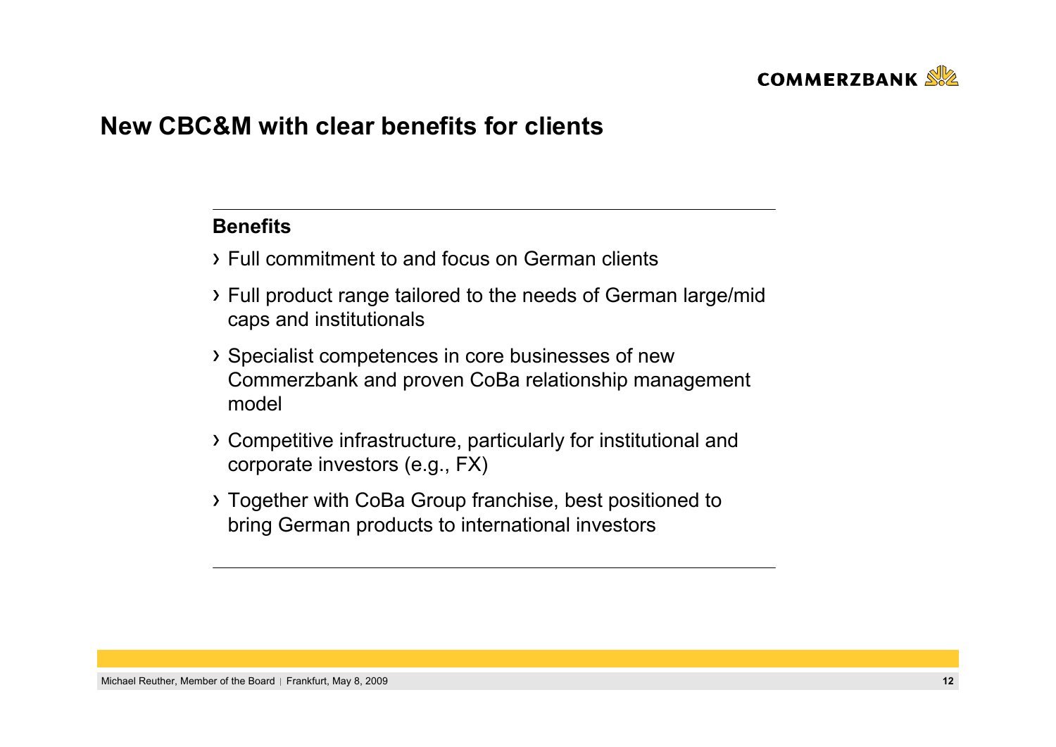# New CBC&M with clear benefits for clients

**Benefits**

- Full commitment to and focus on German clients
- Full product range tailored to the needs of German large/mid caps and institutionals
- Specialist competences in core businesses of new Commerzbank and proven CoBa relationship management model
- Competitive infrastructure, particularly for institutional and corporate investors (e.g., FX)
- Together with CoBa Group franchise, best positioned to bring German products to international investors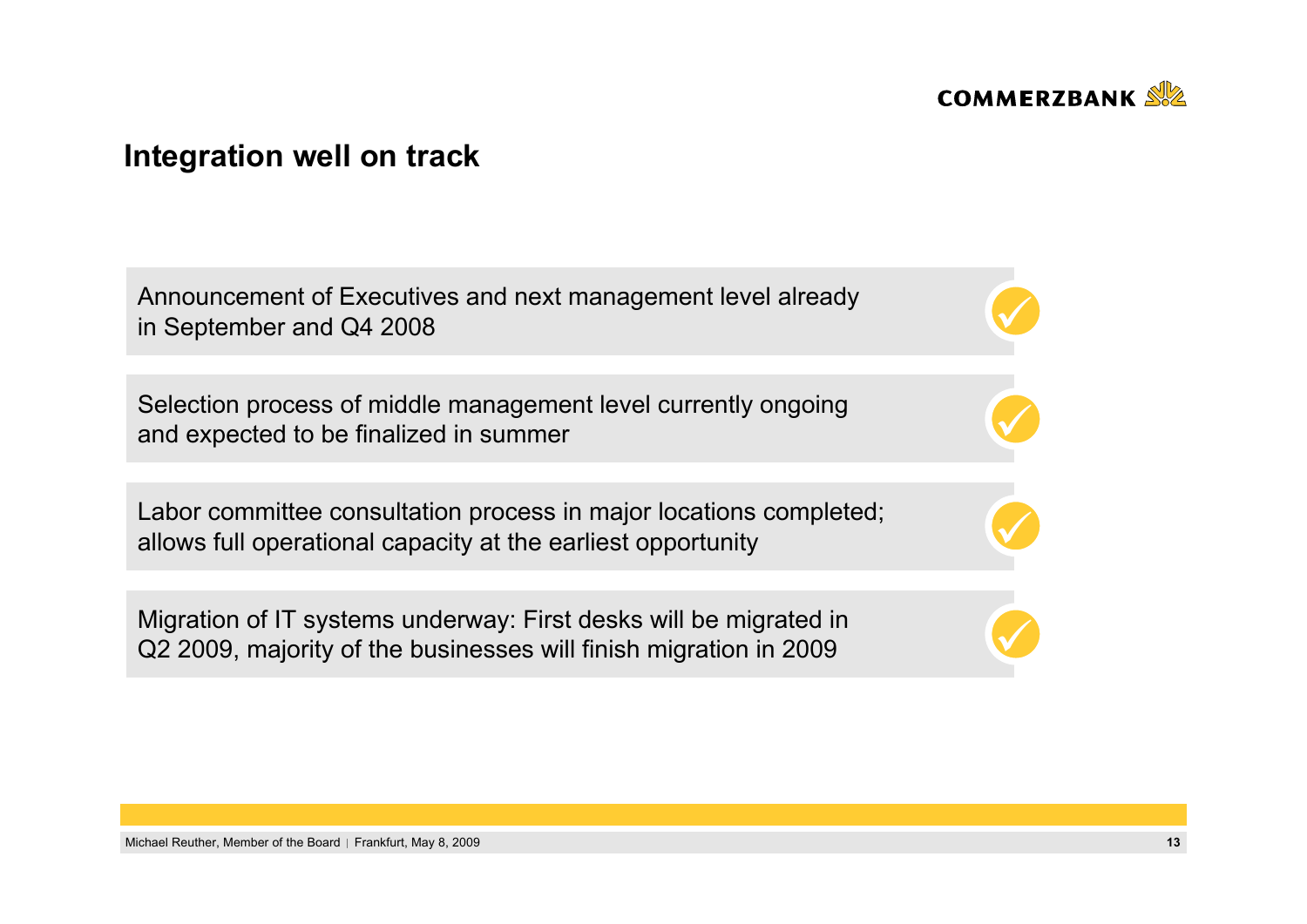# Integration well on track

- Announcement of Executives and next management level already in September and Q4 2008 ✓
- Selection process of middle management level currently ongoing and expected to be finalized in summer ✓
- Labor committee consultation process in major locations completed; allows full operational capacity at the earliest opportunity ✓
- Migration of IT systems underway: First desks will be migrated in Q2 2009, majority of the businesses will finish migration in 2009 ✓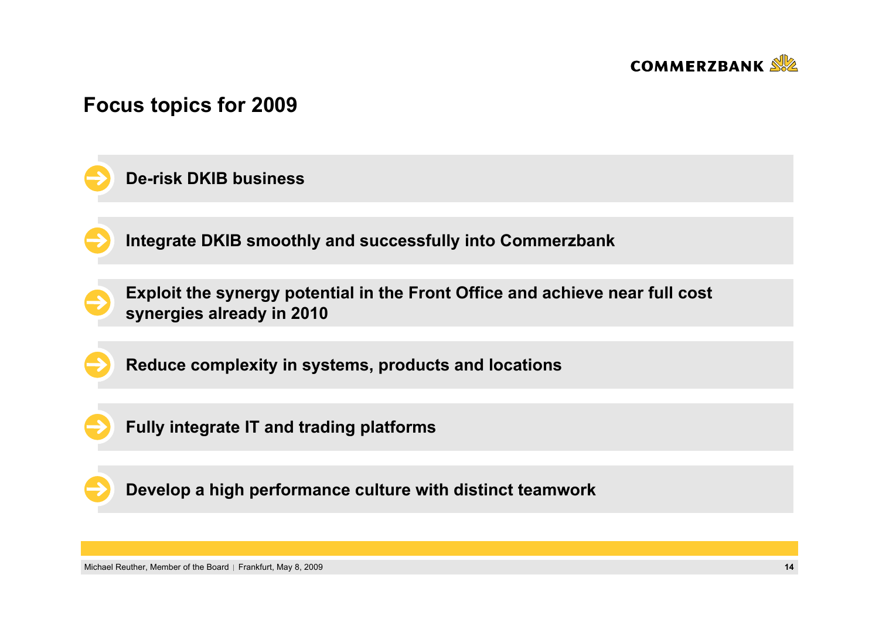## Focus topics for 2009

- De-risk DKIB business
- Integrate DKIB smoothly and successfully into Commerzbank
- Exploit the synergy potential in the Front Office and achieve near full cost synergies already in 2010
- Reduce complexity in systems, products and locations
- Fully integrate IT and trading platforms
- Develop a high performance culture with distinct teamwork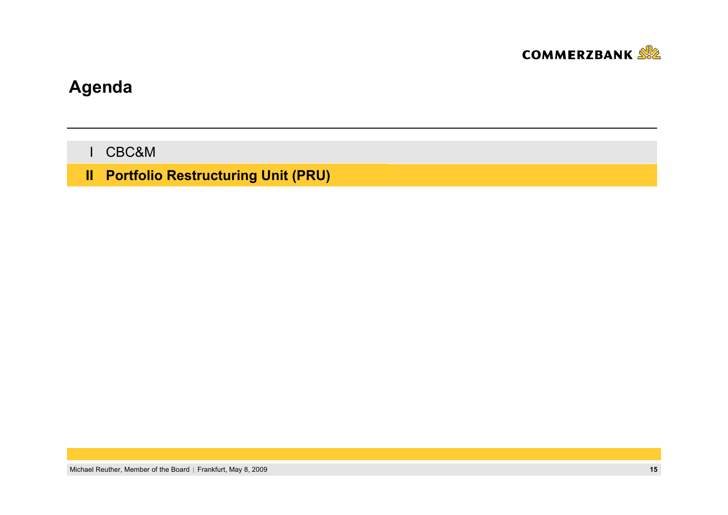# Agenda

I CBC&M

**II Portfolio Restructuring Unit (PRU)**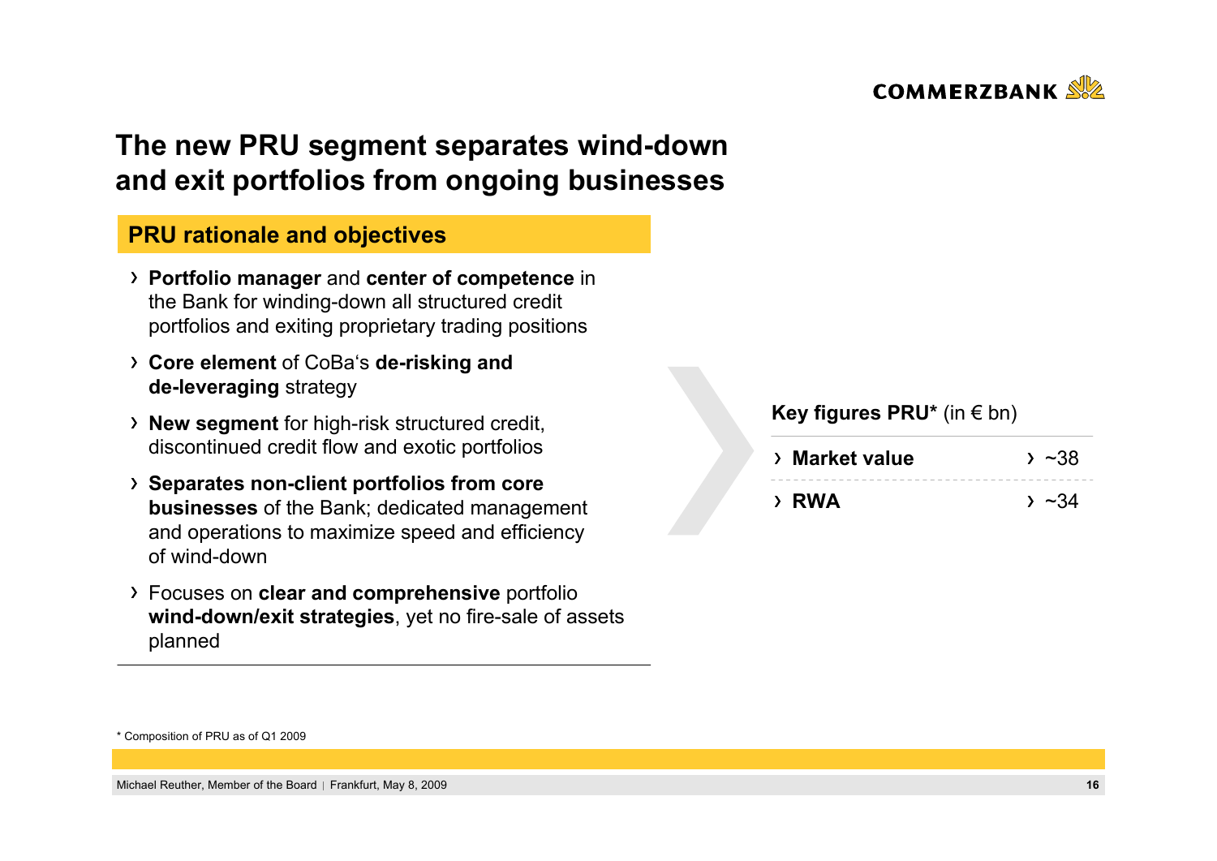# The new PRU segment separates wind-down and exit portfolios from ongoing businesses

## PRU rationale and objectives

- **Portfolio manager** and **center of competence** in the Bank for winding-down all structured credit portfolios and exiting proprietary trading positions
- **Core element** of CoBa's **de-risking and de-leveraging** strategy
- **New segment** for high-risk structured credit, discontinued credit flow and exotic portfolios
- **Separates non-client portfolios from core businesses** of the Bank; dedicated management and operations to maximize speed and efficiency of wind-down
- Focuses on **clear and comprehensive** portfolio **wind-down/exit strategies**, yet no fire-sale of assets planned

**Key figures PRU*** (in € bn)

| | |
|---|---|
| **Market value** | ~38 |
| **RWA** | ~34 |

\* Composition of PRU as of Q1 2009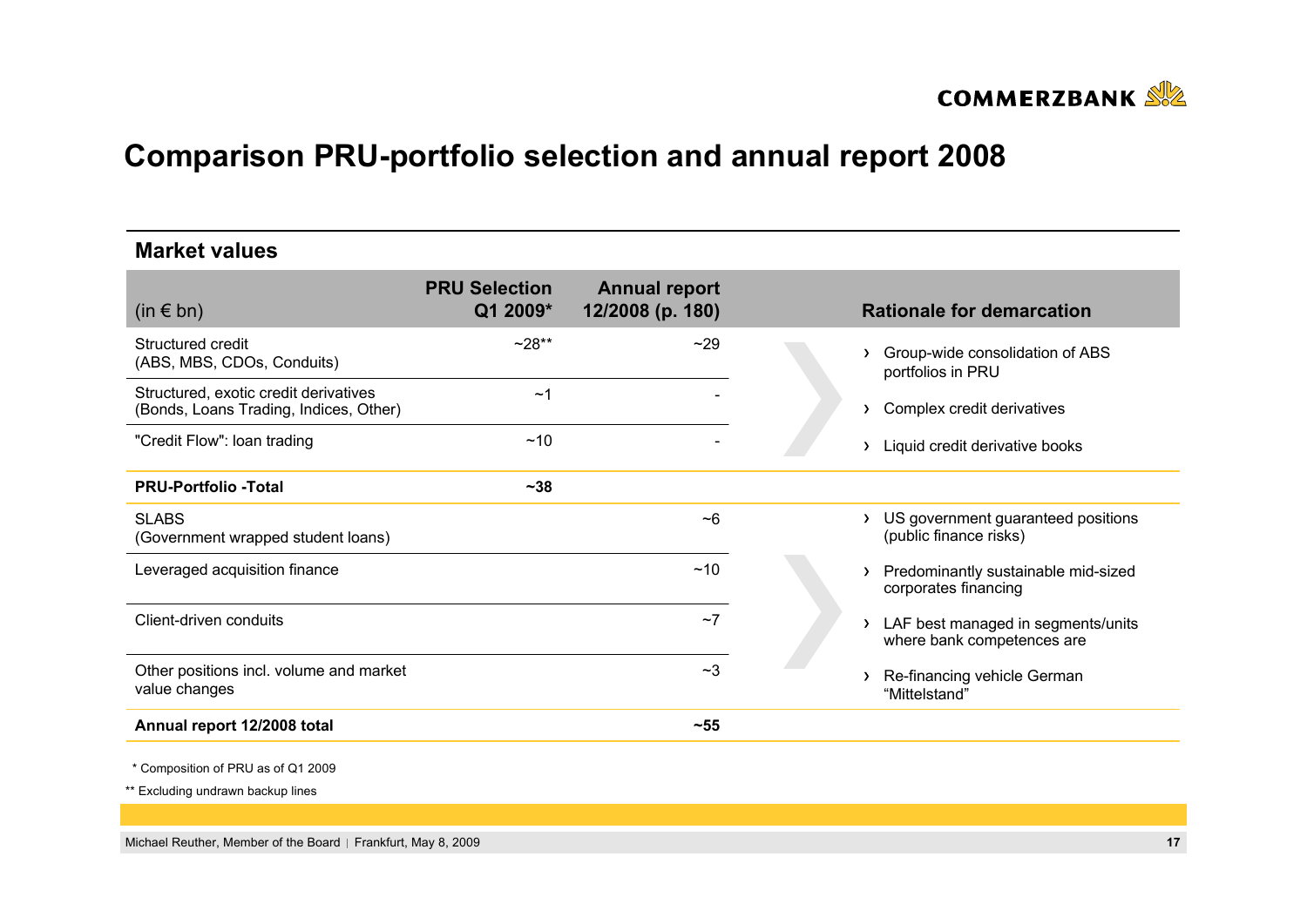# Comparison PRU-portfolio selection and annual report 2008

## Market values

| (in € bn) | PRU Selection Q1 2009* | Annual report 12/2008 (p. 180) | Rationale for demarcation |
|---|---|---|---|
| Structured credit (ABS, MBS, CDOs, Conduits) | ~28** | ~29 | › Group-wide consolidation of ABS portfolios in PRU |
| Structured, exotic credit derivatives (Bonds, Loans Trading, Indices, Other) | ~1 | - | › Complex credit derivatives |
| "Credit Flow": loan trading | ~10 | - | › Liquid credit derivative books |
| **PRU-Portfolio -Total** | **~38** | | |
| SLABS (Government wrapped student loans) | | ~6 | › US government guaranteed positions (public finance risks) |
| Leveraged acquisition finance | | ~10 | › Predominantly sustainable mid-sized corporates financing |
| Client-driven conduits | | ~7 | › LAF best managed in segments/units where bank competences are |
| Other positions incl. volume and market value changes | | ~3 | › Re-financing vehicle German "Mittelstand" |
| **Annual report 12/2008 total** | | **~55** | |

\* Composition of PRU as of Q1 2009

** Excluding undrawn backup lines

Michael Reuther, Member of the Board | Frankfurt, May 8, 2009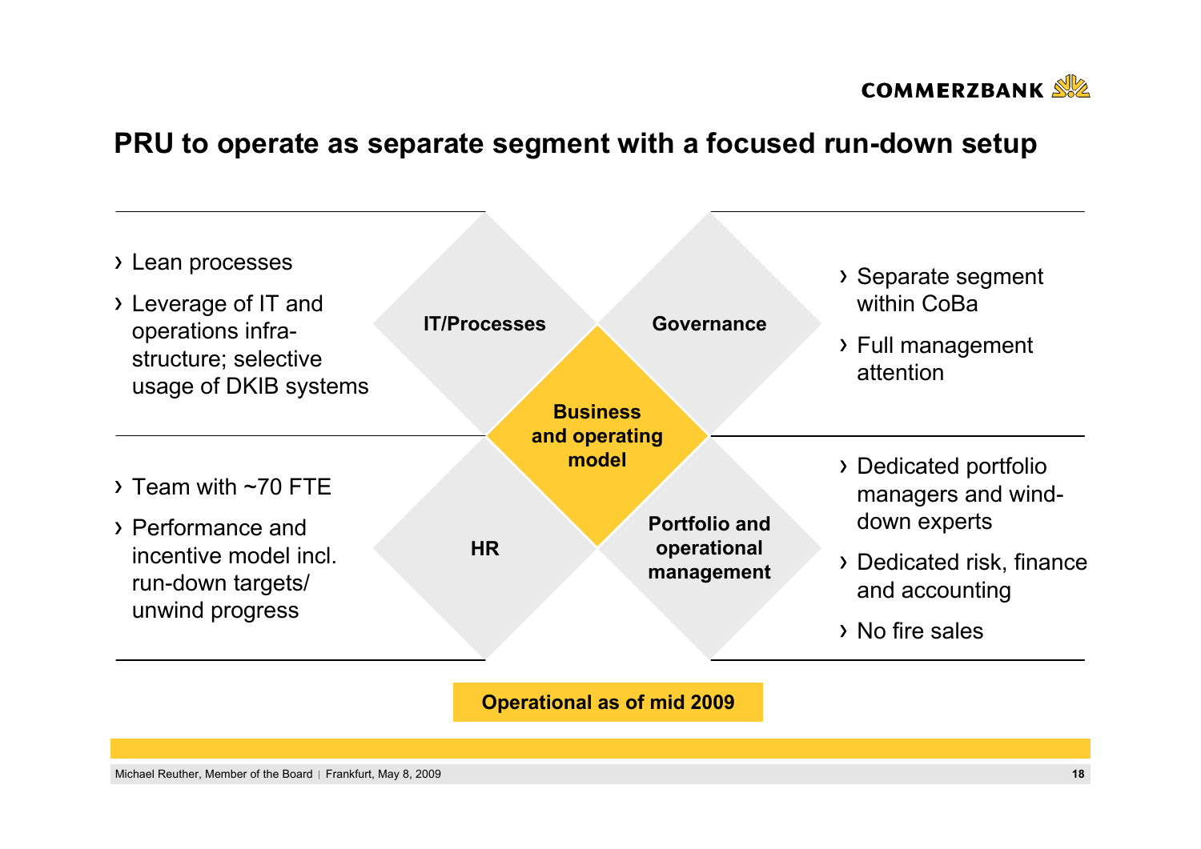# PRU to operate as separate segment with a focused run-down setup

**Business and operating model**

### IT/Processes

- Lean processes
- Leverage of IT and operations infra-structure; selective usage of DKIB systems

### Governance

- Separate segment within CoBa
- Full management attention

### HR

- Team with ~70 FTE
- Performance and incentive model incl. run-down targets/ unwind progress

### Portfolio and operational management

- Dedicated portfolio managers and wind-down experts
- Dedicated risk, finance and accounting
- No fire sales

**Operational as of mid 2009**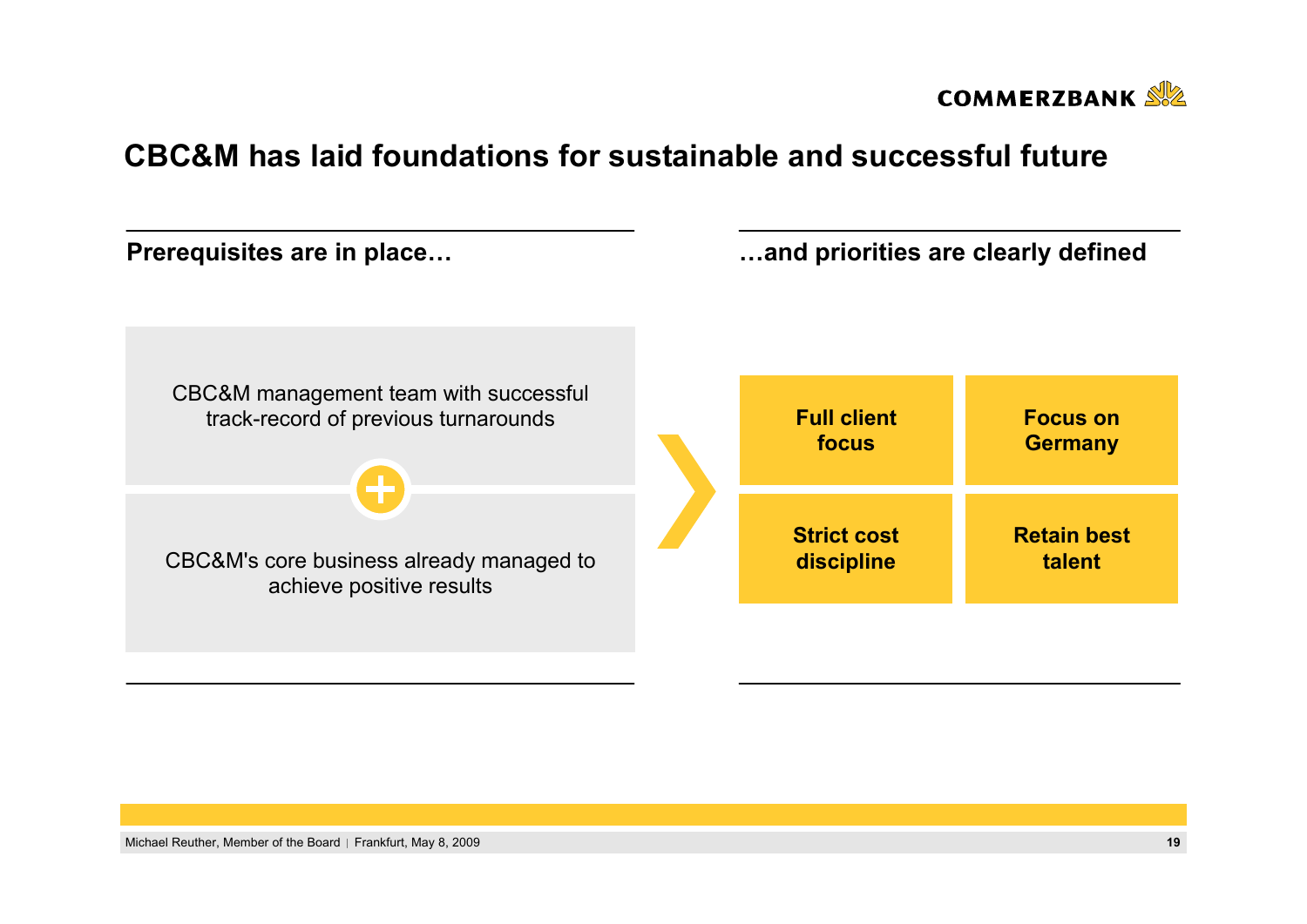# CBC&M has laid foundations for sustainable and successful future

## Prerequisites are in place…

CBC&M management team with successful track-record of previous turnarounds

+

CBC&M's core business already managed to achieve positive results

## …and priorities are clearly defined

- **Full client focus**
- **Focus on Germany**
- **Strict cost discipline**
- **Retain best talent**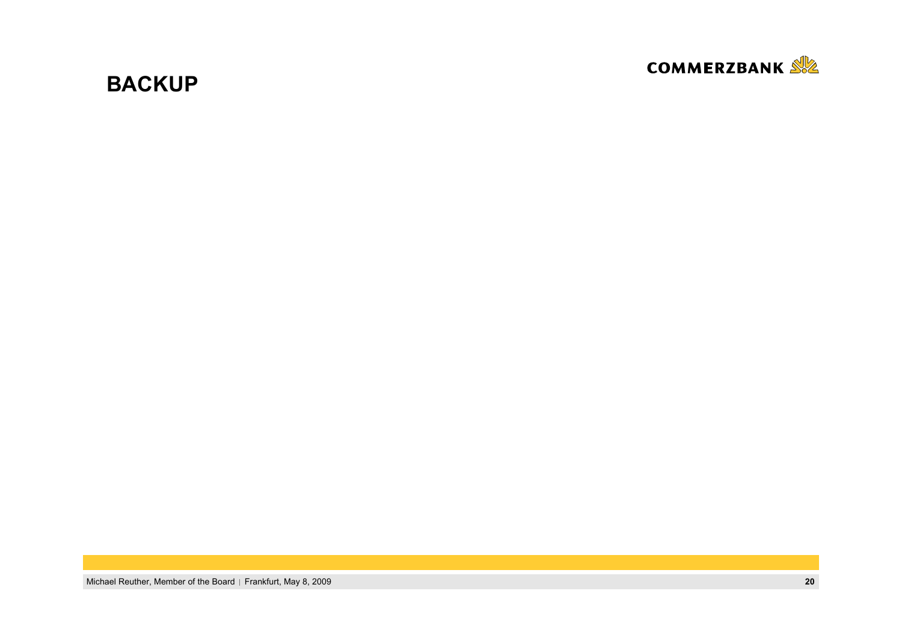# BACKUP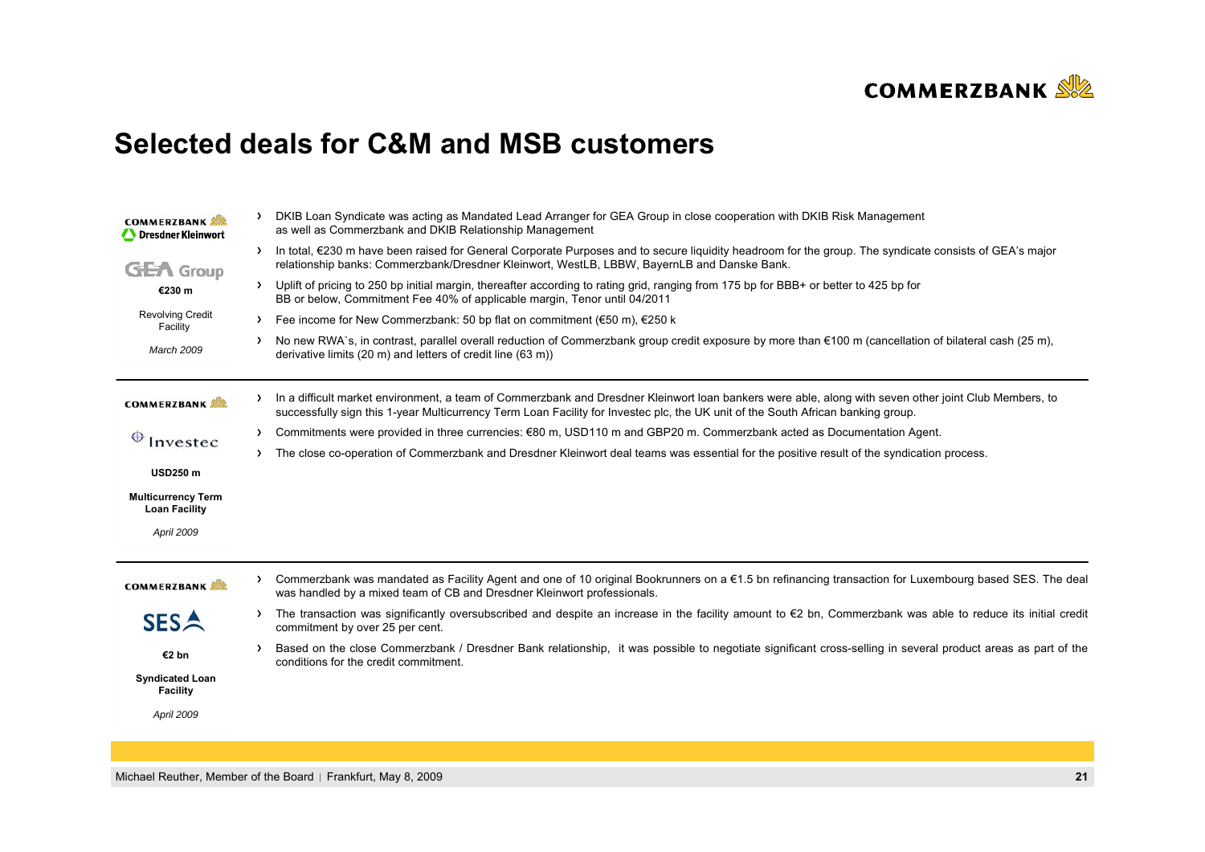# Selected deals for C&M and MSB customers

**COMMERZBANK / Dresdner Kleinwort**

**GEA Group**

**€230 m**

Revolving Credit Facility

*March 2009*

- DKIB Loan Syndicate was acting as Mandated Lead Arranger for GEA Group in close cooperation with DKIB Risk Management as well as Commerzbank and DKIB Relationship Management
- In total, €230 m have been raised for General Corporate Purposes and to secure liquidity headroom for the group. The syndicate consists of GEA's major relationship banks: Commerzbank/Dresdner Kleinwort, WestLB, LBBW, BayernLB and Danske Bank.
- Uplift of pricing to 250 bp initial margin, thereafter according to rating grid, ranging from 175 bp for BBB+ or better to 425 bp for BB or below, Commitment Fee 40% of applicable margin, Tenor until 04/2011
- Fee income for New Commerzbank: 50 bp flat on commitment (€50 m), €250 k
- No new RWA`s, in contrast, parallel overall reduction of Commerzbank group credit exposure by more than €100 m (cancellation of bilateral cash (25 m), derivative limits (20 m) and letters of credit line (63 m))

---

**COMMERZBANK**

**Investec**

**USD250 m**

**Multicurrency Term Loan Facility**

*April 2009*

- In a difficult market environment, a team of Commerzbank and Dresdner Kleinwort loan bankers were able, along with seven other joint Club Members, to successfully sign this 1-year Multicurrency Term Loan Facility for Investec plc, the UK unit of the South African banking group.
- Commitments were provided in three currencies: €80 m, USD110 m and GBP20 m. Commerzbank acted as Documentation Agent.
- The close co-operation of Commerzbank and Dresdner Kleinwort deal teams was essential for the positive result of the syndication process.

---

**COMMERZBANK**

**SES**

**€2 bn**

**Syndicated Loan Facility**

*April 2009*

- Commerzbank was mandated as Facility Agent and one of 10 original Bookrunners on a €1.5 bn refinancing transaction for Luxembourg based SES. The deal was handled by a mixed team of CB and Dresdner Kleinwort professionals.
- The transaction was significantly oversubscribed and despite an increase in the facility amount to €2 bn, Commerzbank was able to reduce its initial credit commitment by over 25 per cent.
- Based on the close Commerzbank / Dresdner Bank relationship, it was possible to negotiate significant cross-selling in several product areas as part of the conditions for the credit commitment.

Michael Reuther, Member of the Board | Frankfurt, May 8, 2009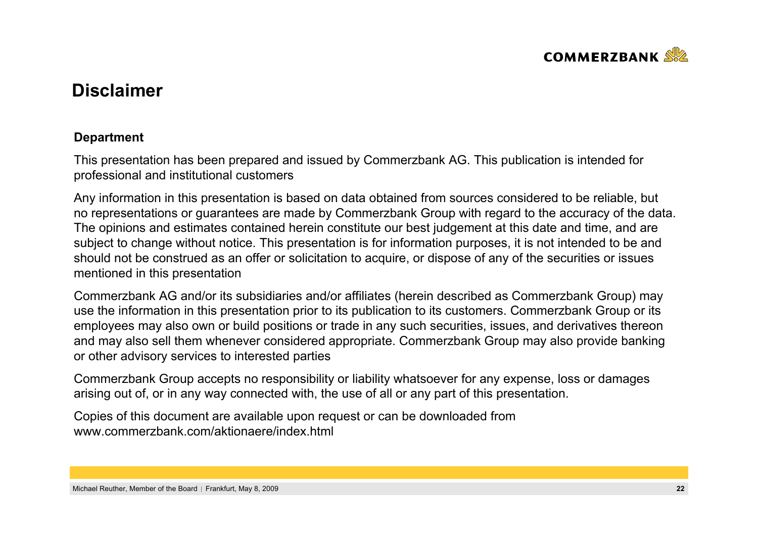# Disclaimer

**Department**

This presentation has been prepared and issued by Commerzbank AG. This publication is intended for professional and institutional customers

Any information in this presentation is based on data obtained from sources considered to be reliable, but no representations or guarantees are made by Commerzbank Group with regard to the accuracy of the data. The opinions and estimates contained herein constitute our best judgement at this date and time, and are subject to change without notice. This presentation is for information purposes, it is not intended to be and should not be construed as an offer or solicitation to acquire, or dispose of any of the securities or issues mentioned in this presentation

Commerzbank AG and/or its subsidiaries and/or affiliates (herein described as Commerzbank Group) may use the information in this presentation prior to its publication to its customers. Commerzbank Group or its employees may also own or build positions or trade in any such securities, issues, and derivatives thereon and may also sell them whenever considered appropriate. Commerzbank Group may also provide banking or other advisory services to interested parties

Commerzbank Group accepts no responsibility or liability whatsoever for any expense, loss or damages arising out of, or in any way connected with, the use of all or any part of this presentation.

Copies of this document are available upon request or can be downloaded from www.commerzbank.com/aktionaere/index.html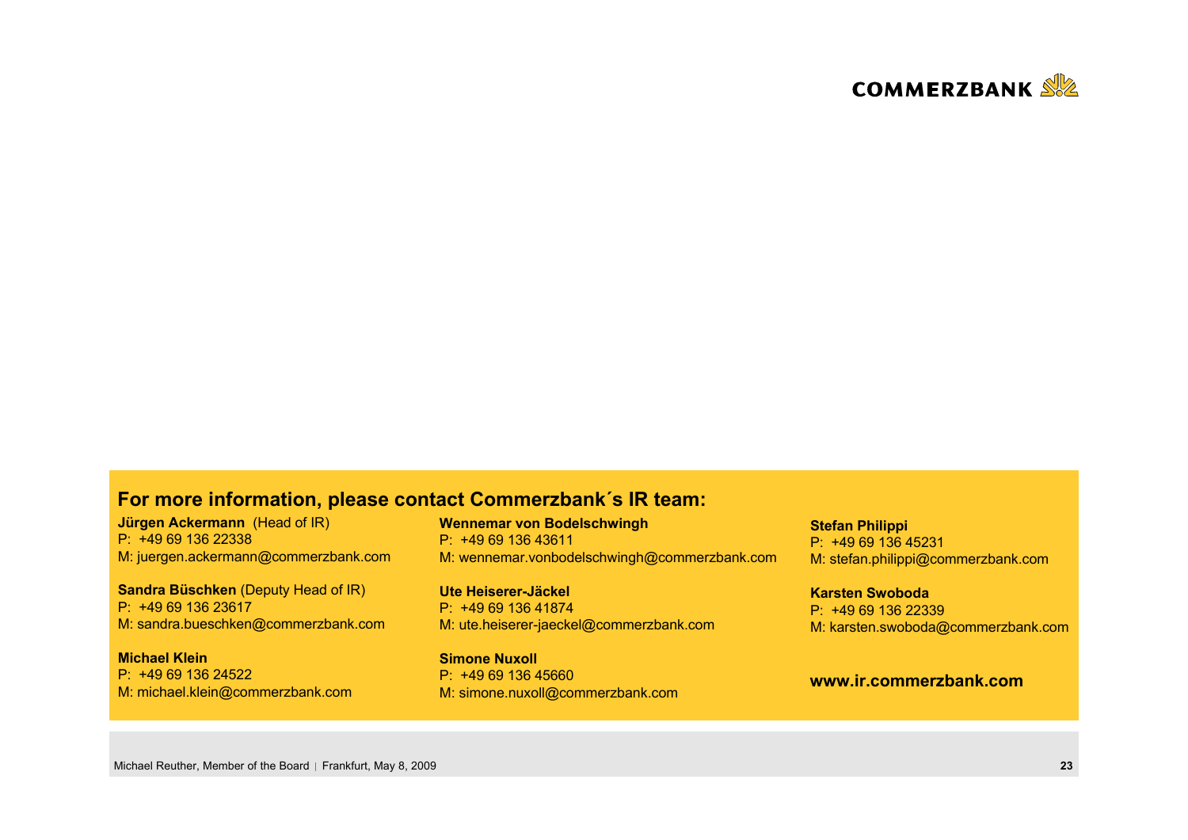COMMERZBANK

## For more information, please contact Commerzbank´s IR team:

**Jürgen Ackermann** (Head of IR)
P: +49 69 136 22338
M: juergen.ackermann@commerzbank.com

**Sandra Büschken** (Deputy Head of IR)
P: +49 69 136 23617
M: sandra.bueschken@commerzbank.com

**Michael Klein**
P: +49 69 136 24522
M: michael.klein@commerzbank.com

**Wennemar von Bodelschwingh**
P: +49 69 136 43611
M: wennemar.vonbodelschwingh@commerzbank.com

**Ute Heiserer-Jäckel**
P: +49 69 136 41874
M: ute.heiserer-jaeckel@commerzbank.com

**Simone Nuxoll**
P: +49 69 136 45660
M: simone.nuxoll@commerzbank.com

**Stefan Philippi**
P: +49 69 136 45231
M: stefan.philippi@commerzbank.com

**Karsten Swoboda**
P: +49 69 136 22339
M: karsten.swoboda@commerzbank.com

**www.ir.commerzbank.com**

Michael Reuther, Member of the Board | Frankfurt, May 8, 2009